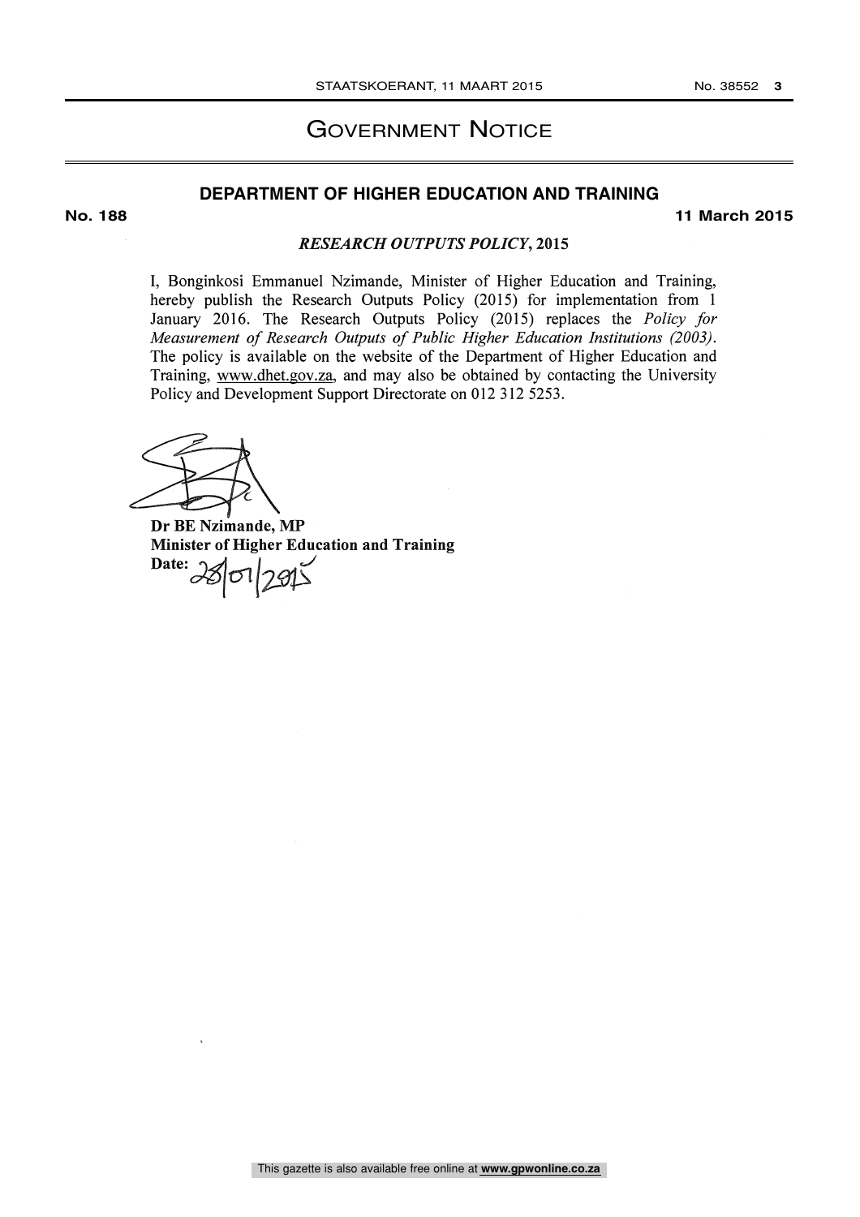# GOVERNMENT NOTICE

## DEPARTMENT OF HIGHER EDUCATION AND TRAINING

**No. 188** **11 March 2015**

### *RESEARCH OUTPUTS POLICY*, 2015

I, Bonginkosi Emmanuel Nzimande, Minister of Higher Education and Training, hereby publish the Research Outputs Policy (2015) for implementation from 1 January 2016. The Research Outputs Policy (2015) replaces the *Policy for Measurement of Research Outputs of Public Higher Education Institutions (2003)*. The policy is available on the website of the Department of Higher Education and Training, www.dhet.gov.za, and may also be obtained by contacting the University Policy and Development Support Directorate on 012 312 5253.

**Dr BE Nzimande, MP**
**Minister of Higher Education and Training**
**Date:** 28/01/2015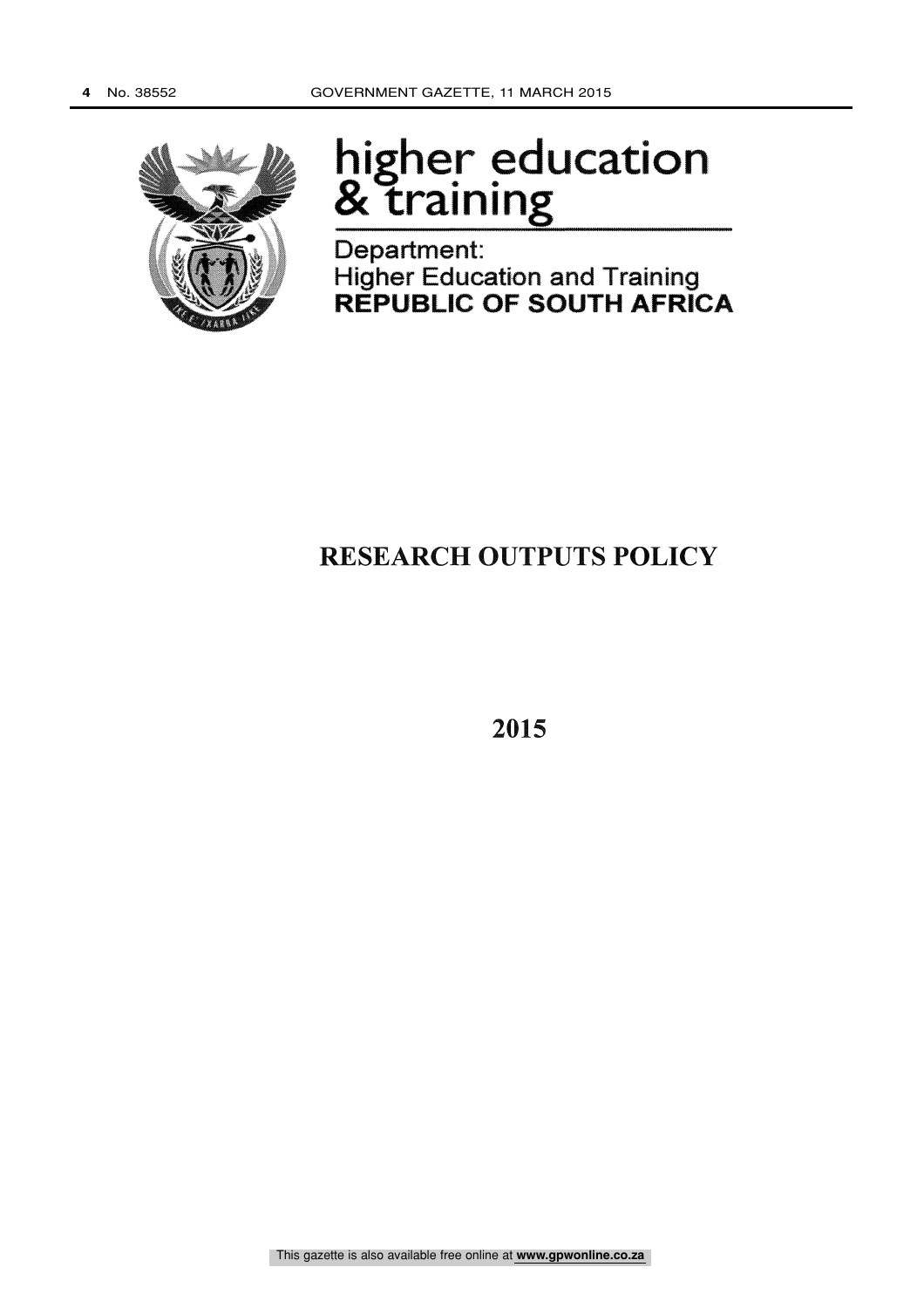# higher education & training

Department:
Higher Education and Training
**REPUBLIC OF SOUTH AFRICA**

# RESEARCH OUTPUTS POLICY

**2015**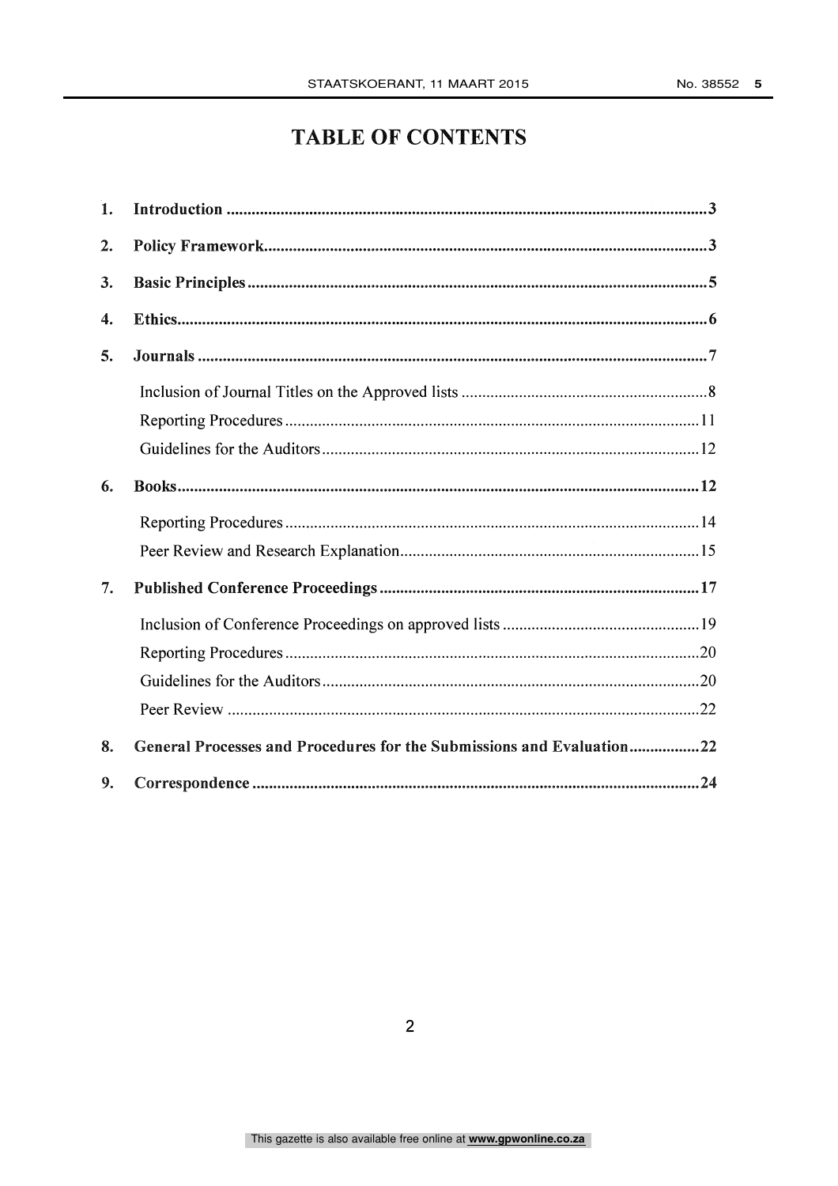# TABLE OF CONTENTS

1. **Introduction** ........................................................................ 3
2. **Policy Framework** ........................................................................ 3
3. **Basic Principles** ........................................................................ 5
4. **Ethics** ........................................................................ 6
5. **Journals** ........................................................................ 7
   - Inclusion of Journal Titles on the Approved lists ........................................ 8
   - Reporting Procedures ........................................ 11
   - Guidelines for the Auditors ........................................ 12
6. **Books** ........................................................................ 12
   - Reporting Procedures ........................................ 14
   - Peer Review and Research Explanation ........................................ 15
7. **Published Conference Proceedings** ........................................................................ 17
   - Inclusion of Conference Proceedings on approved lists ........................................ 19
   - Reporting Procedures ........................................ 20
   - Guidelines for the Auditors ........................................ 20
   - Peer Review ........................................ 22
8. **General Processes and Procedures for the Submissions and Evaluation** ........................................ 22
9. **Correspondence** ........................................................................ 24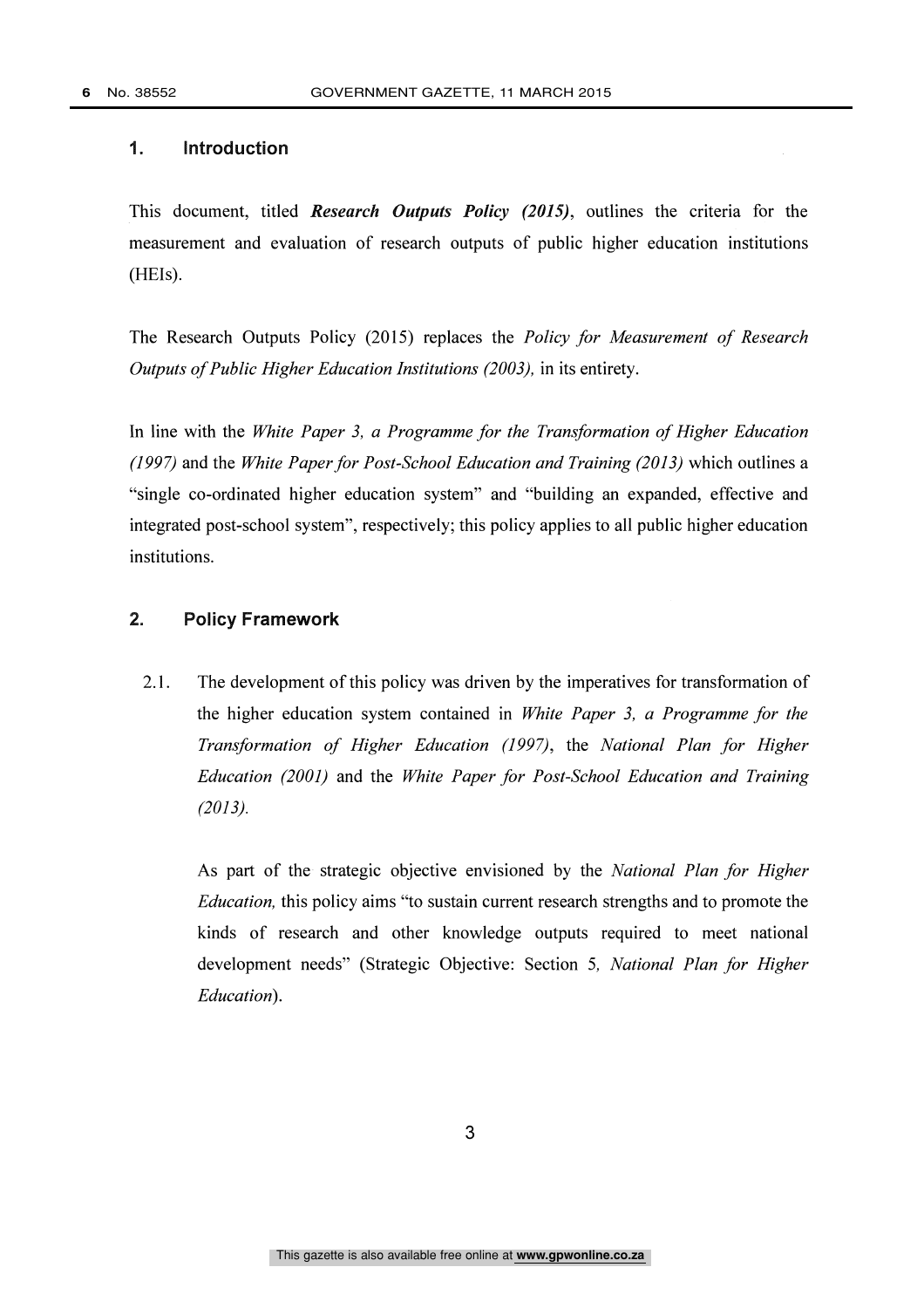## 1. Introduction

This document, titled ***Research Outputs Policy (2015)***, outlines the criteria for the measurement and evaluation of research outputs of public higher education institutions (HEIs).

The Research Outputs Policy (2015) replaces the *Policy for Measurement of Research Outputs of Public Higher Education Institutions (2003),* in its entirety.

In line with the *White Paper 3, a Programme for the Transformation of Higher Education (1997)* and the *White Paper for Post-School Education and Training (2013)* which outlines a "single co-ordinated higher education system" and "building an expanded, effective and integrated post-school system", respectively; this policy applies to all public higher education institutions.

## 2. Policy Framework

2.1. The development of this policy was driven by the imperatives for transformation of the higher education system contained in *White Paper 3, a Programme for the Transformation of Higher Education (1997)*, the *National Plan for Higher Education (2001)* and the *White Paper for Post-School Education and Training (2013).*

As part of the strategic objective envisioned by the *National Plan for Higher Education,* this policy aims "to sustain current research strengths and to promote the kinds of research and other knowledge outputs required to meet national development needs" (Strategic Objective: Section 5, *National Plan for Higher Education*).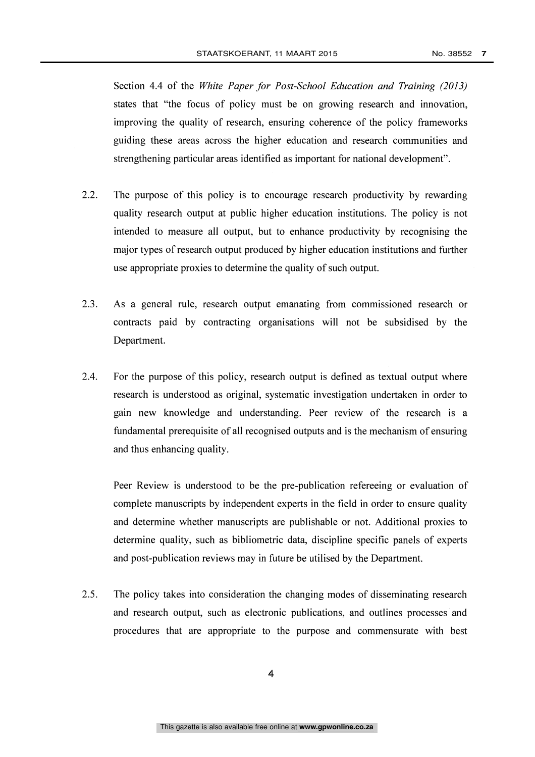Section 4.4 of the *White Paper for Post-School Education and Training (2013)* states that "the focus of policy must be on growing research and innovation, improving the quality of research, ensuring coherence of the policy frameworks guiding these areas across the higher education and research communities and strengthening particular areas identified as important for national development".

2.2. The purpose of this policy is to encourage research productivity by rewarding quality research output at public higher education institutions. The policy is not intended to measure all output, but to enhance productivity by recognising the major types of research output produced by higher education institutions and further use appropriate proxies to determine the quality of such output.

2.3. As a general rule, research output emanating from commissioned research or contracts paid by contracting organisations will not be subsidised by the Department.

2.4. For the purpose of this policy, research output is defined as textual output where research is understood as original, systematic investigation undertaken in order to gain new knowledge and understanding. Peer review of the research is a fundamental prerequisite of all recognised outputs and is the mechanism of ensuring and thus enhancing quality.

Peer Review is understood to be the pre-publication refereeing or evaluation of complete manuscripts by independent experts in the field in order to ensure quality and determine whether manuscripts are publishable or not. Additional proxies to determine quality, such as bibliometric data, discipline specific panels of experts and post-publication reviews may in future be utilised by the Department.

2.5. The policy takes into consideration the changing modes of disseminating research and research output, such as electronic publications, and outlines processes and procedures that are appropriate to the purpose and commensurate with best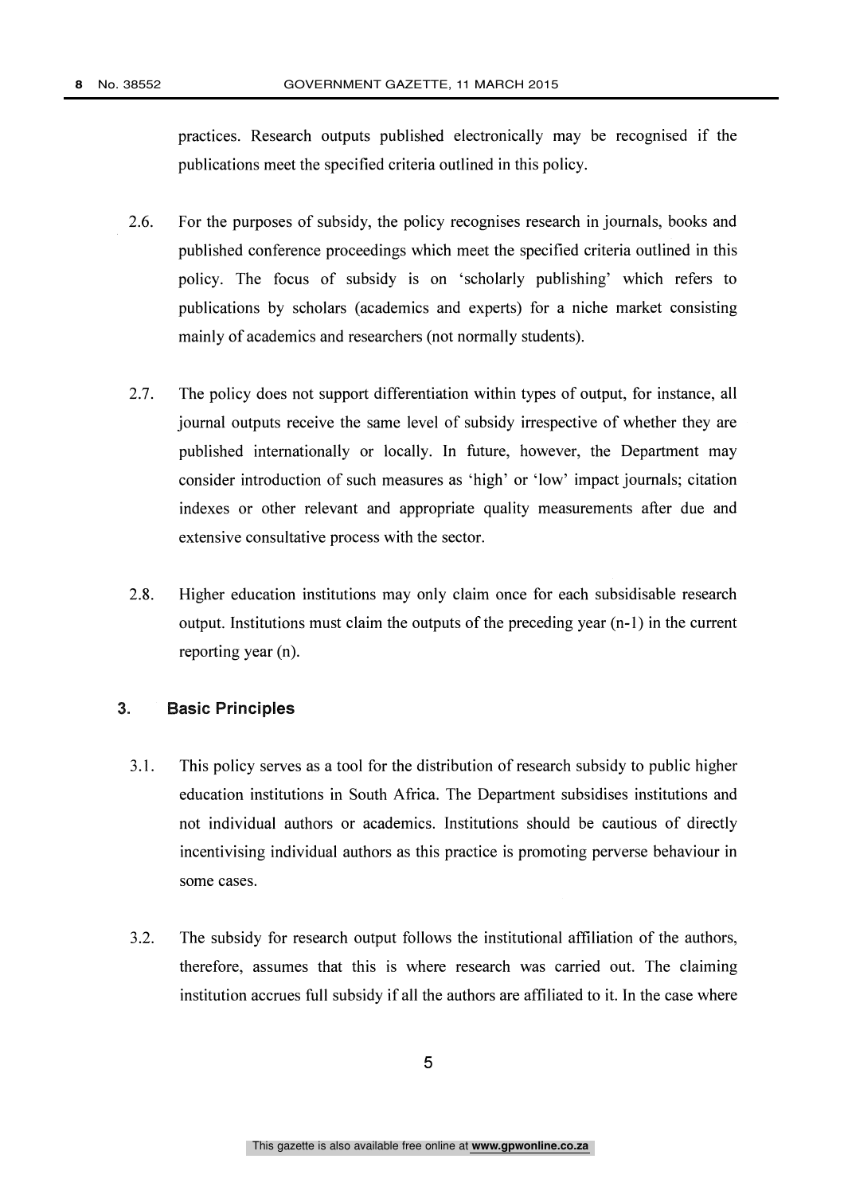practices. Research outputs published electronically may be recognised if the publications meet the specified criteria outlined in this policy.

2.6. For the purposes of subsidy, the policy recognises research in journals, books and published conference proceedings which meet the specified criteria outlined in this policy. The focus of subsidy is on 'scholarly publishing' which refers to publications by scholars (academics and experts) for a niche market consisting mainly of academics and researchers (not normally students).

2.7. The policy does not support differentiation within types of output, for instance, all journal outputs receive the same level of subsidy irrespective of whether they are published internationally or locally. In future, however, the Department may consider introduction of such measures as 'high' or 'low' impact journals; citation indexes or other relevant and appropriate quality measurements after due and extensive consultative process with the sector.

2.8. Higher education institutions may only claim once for each subsidisable research output. Institutions must claim the outputs of the preceding year (n-1) in the current reporting year (n).

## 3. Basic Principles

3.1. This policy serves as a tool for the distribution of research subsidy to public higher education institutions in South Africa. The Department subsidises institutions and not individual authors or academics. Institutions should be cautious of directly incentivising individual authors as this practice is promoting perverse behaviour in some cases.

3.2. The subsidy for research output follows the institutional affiliation of the authors, therefore, assumes that this is where research was carried out. The claiming institution accrues full subsidy if all the authors are affiliated to it. In the case where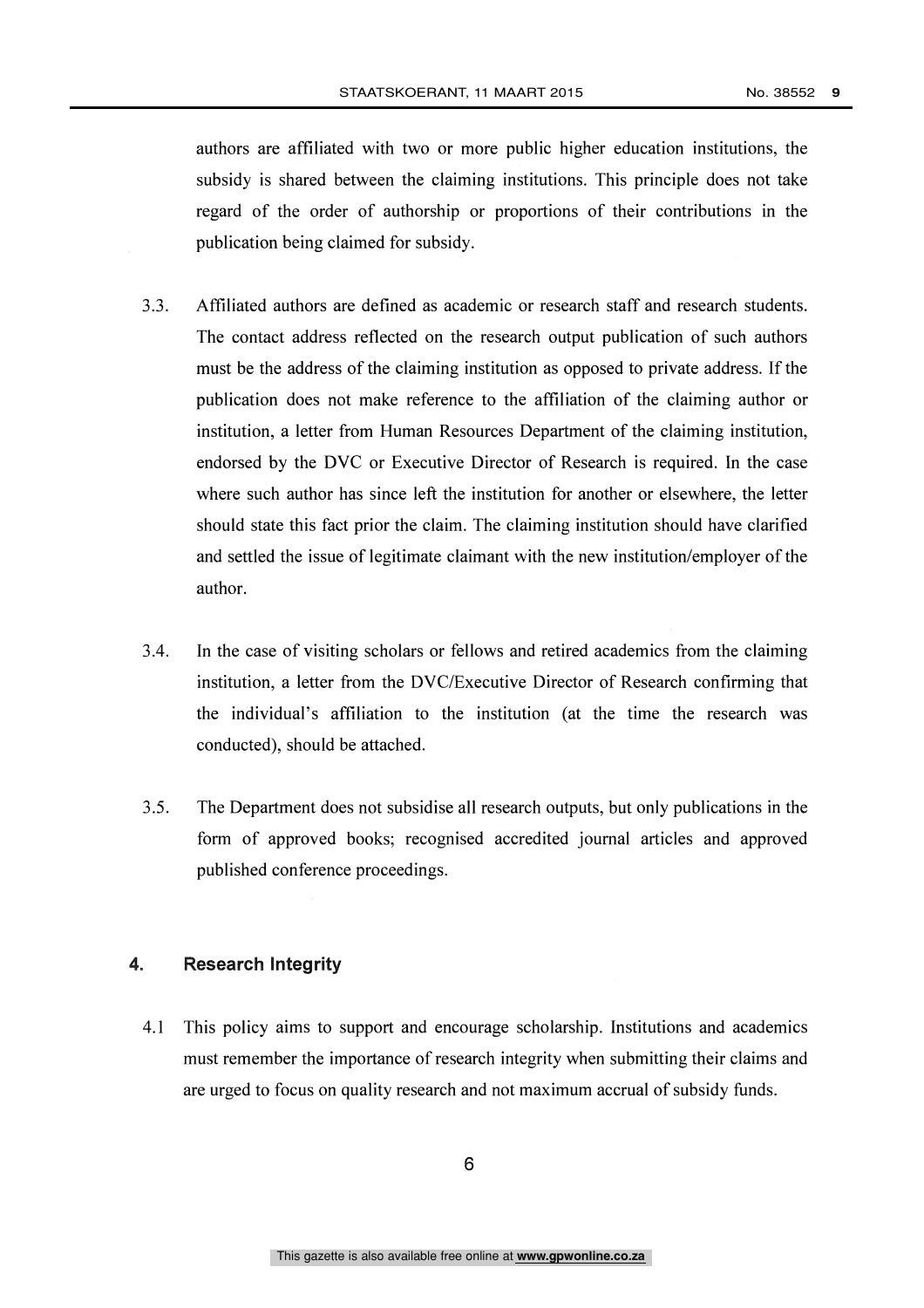authors are affiliated with two or more public higher education institutions, the subsidy is shared between the claiming institutions. This principle does not take regard of the order of authorship or proportions of their contributions in the publication being claimed for subsidy.

3.3. Affiliated authors are defined as academic or research staff and research students. The contact address reflected on the research output publication of such authors must be the address of the claiming institution as opposed to private address. If the publication does not make reference to the affiliation of the claiming author or institution, a letter from Human Resources Department of the claiming institution, endorsed by the DVC or Executive Director of Research is required. In the case where such author has since left the institution for another or elsewhere, the letter should state this fact prior the claim. The claiming institution should have clarified and settled the issue of legitimate claimant with the new institution/employer of the author.

3.4. In the case of visiting scholars or fellows and retired academics from the claiming institution, a letter from the DVC/Executive Director of Research confirming that the individual's affiliation to the institution (at the time the research was conducted), should be attached.

3.5. The Department does not subsidise all research outputs, but only publications in the form of approved books; recognised accredited journal articles and approved published conference proceedings.

## 4. Research Integrity

4.1 This policy aims to support and encourage scholarship. Institutions and academics must remember the importance of research integrity when submitting their claims and are urged to focus on quality research and not maximum accrual of subsidy funds.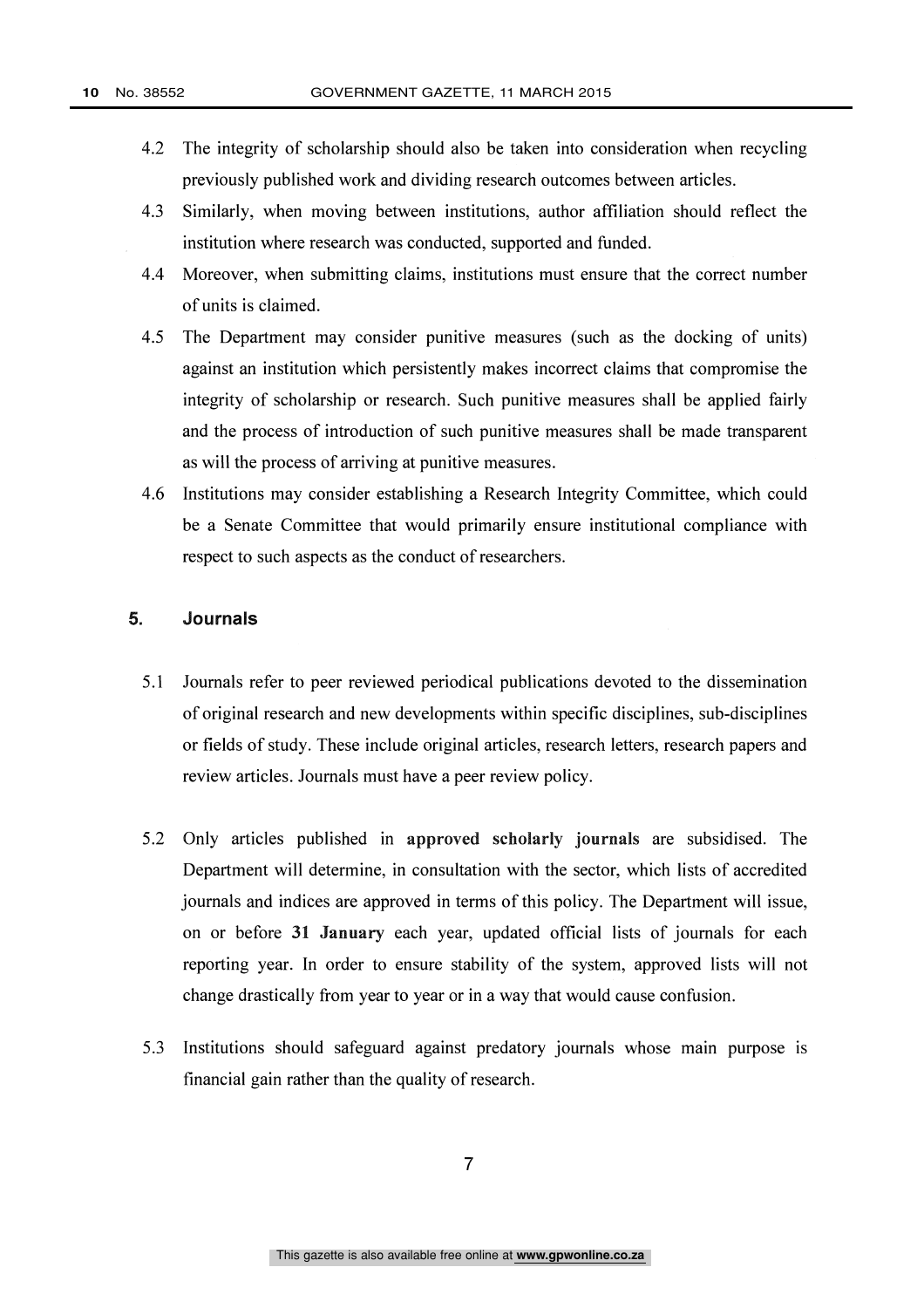4.2 The integrity of scholarship should also be taken into consideration when recycling previously published work and dividing research outcomes between articles.

4.3 Similarly, when moving between institutions, author affiliation should reflect the institution where research was conducted, supported and funded.

4.4 Moreover, when submitting claims, institutions must ensure that the correct number of units is claimed.

4.5 The Department may consider punitive measures (such as the docking of units) against an institution which persistently makes incorrect claims that compromise the integrity of scholarship or research. Such punitive measures shall be applied fairly and the process of introduction of such punitive measures shall be made transparent as will the process of arriving at punitive measures.

4.6 Institutions may consider establishing a Research Integrity Committee, which could be a Senate Committee that would primarily ensure institutional compliance with respect to such aspects as the conduct of researchers.

## 5. Journals

5.1 Journals refer to peer reviewed periodical publications devoted to the dissemination of original research and new developments within specific disciplines, sub-disciplines or fields of study. These include original articles, research letters, research papers and review articles. Journals must have a peer review policy.

5.2 Only articles published in **approved scholarly journals** are subsidised. The Department will determine, in consultation with the sector, which lists of accredited journals and indices are approved in terms of this policy. The Department will issue, on or before **31 January** each year, updated official lists of journals for each reporting year. In order to ensure stability of the system, approved lists will not change drastically from year to year or in a way that would cause confusion.

5.3 Institutions should safeguard against predatory journals whose main purpose is financial gain rather than the quality of research.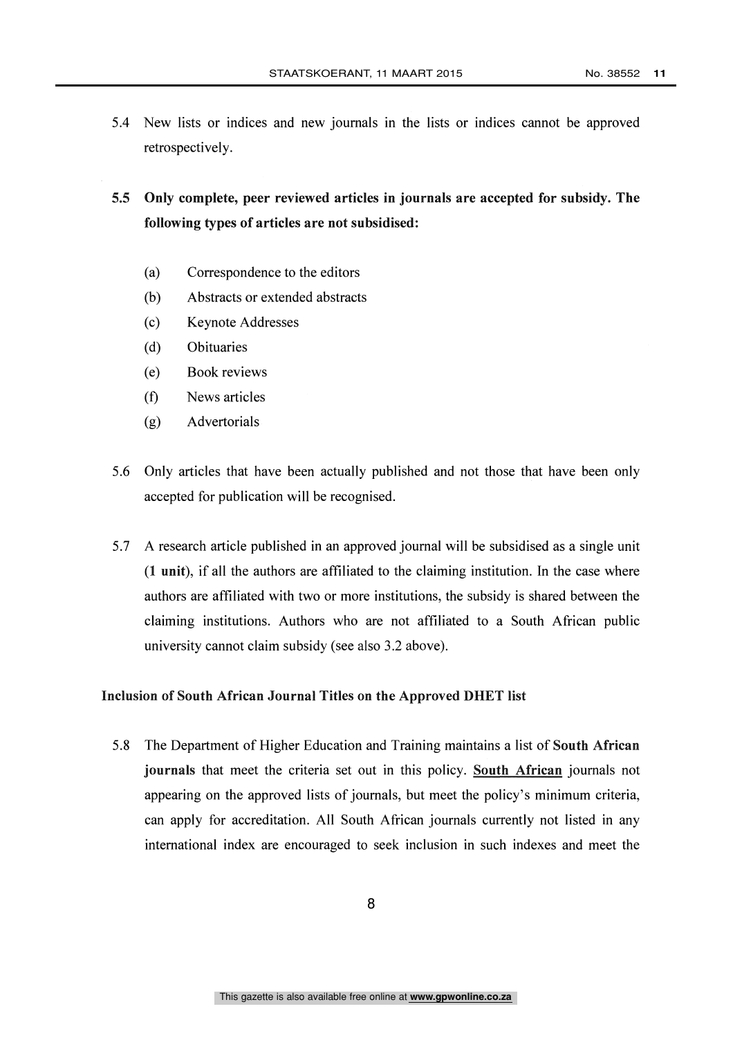5.4 New lists or indices and new journals in the lists or indices cannot be approved retrospectively.

**5.5 Only complete, peer reviewed articles in journals are accepted for subsidy. The following types of articles are not subsidised:**

(a) Correspondence to the editors
(b) Abstracts or extended abstracts
(c) Keynote Addresses
(d) Obituaries
(e) Book reviews
(f) News articles
(g) Advertorials

5.6 Only articles that have been actually published and not those that have been only accepted for publication will be recognised.

5.7 A research article published in an approved journal will be subsidised as a single unit (**1 unit**), if all the authors are affiliated to the claiming institution. In the case where authors are affiliated with two or more institutions, the subsidy is shared between the claiming institutions. Authors who are not affiliated to a South African public university cannot claim subsidy (see also 3.2 above).

**Inclusion of South African Journal Titles on the Approved DHET list**

5.8 The Department of Higher Education and Training maintains a list of **South African journals** that meet the criteria set out in this policy. **South African** journals not appearing on the approved lists of journals, but meet the policy's minimum criteria, can apply for accreditation. All South African journals currently not listed in any international index are encouraged to seek inclusion in such indexes and meet the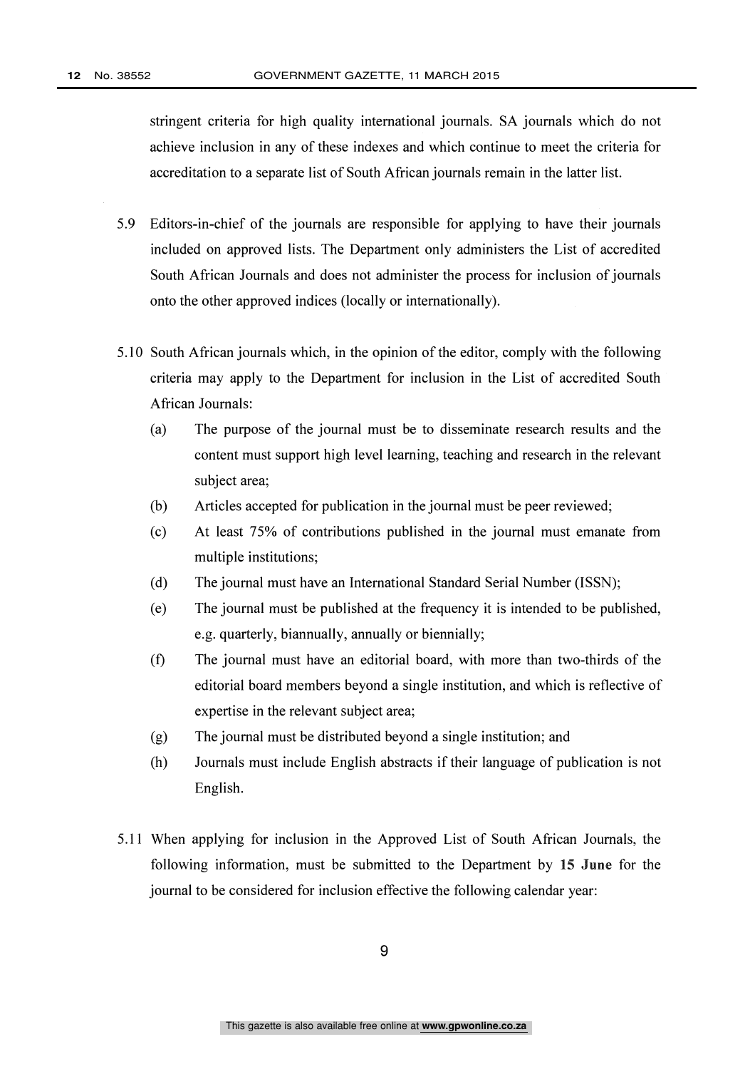stringent criteria for high quality international journals. SA journals which do not achieve inclusion in any of these indexes and which continue to meet the criteria for accreditation to a separate list of South African journals remain in the latter list.

5.9 Editors-in-chief of the journals are responsible for applying to have their journals included on approved lists. The Department only administers the List of accredited South African Journals and does not administer the process for inclusion of journals onto the other approved indices (locally or internationally).

5.10 South African journals which, in the opinion of the editor, comply with the following criteria may apply to the Department for inclusion in the List of accredited South African Journals:

(a) The purpose of the journal must be to disseminate research results and the content must support high level learning, teaching and research in the relevant subject area;

(b) Articles accepted for publication in the journal must be peer reviewed;

(c) At least 75% of contributions published in the journal must emanate from multiple institutions;

(d) The journal must have an International Standard Serial Number (ISSN);

(e) The journal must be published at the frequency it is intended to be published, e.g. quarterly, biannually, annually or biennially;

(f) The journal must have an editorial board, with more than two-thirds of the editorial board members beyond a single institution, and which is reflective of expertise in the relevant subject area;

(g) The journal must be distributed beyond a single institution; and

(h) Journals must include English abstracts if their language of publication is not English.

5.11 When applying for inclusion in the Approved List of South African Journals, the following information, must be submitted to the Department by **15 June** for the journal to be considered for inclusion effective the following calendar year: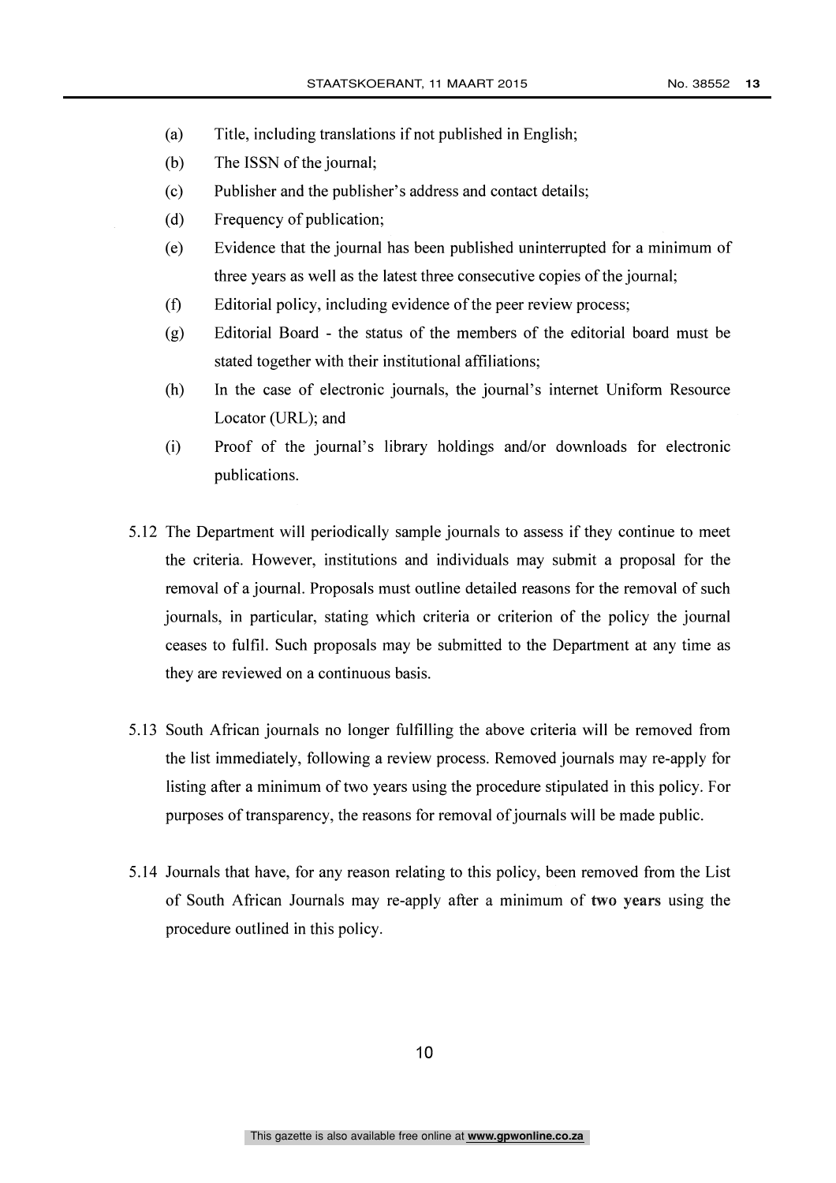(a) Title, including translations if not published in English;

(b) The ISSN of the journal;

(c) Publisher and the publisher's address and contact details;

(d) Frequency of publication;

(e) Evidence that the journal has been published uninterrupted for a minimum of three years as well as the latest three consecutive copies of the journal;

(f) Editorial policy, including evidence of the peer review process;

(g) Editorial Board - the status of the members of the editorial board must be stated together with their institutional affiliations;

(h) In the case of electronic journals, the journal's internet Uniform Resource Locator (URL); and

(i) Proof of the journal's library holdings and/or downloads for electronic publications.

5.12 The Department will periodically sample journals to assess if they continue to meet the criteria. However, institutions and individuals may submit a proposal for the removal of a journal. Proposals must outline detailed reasons for the removal of such journals, in particular, stating which criteria or criterion of the policy the journal ceases to fulfil. Such proposals may be submitted to the Department at any time as they are reviewed on a continuous basis.

5.13 South African journals no longer fulfilling the above criteria will be removed from the list immediately, following a review process. Removed journals may re-apply for listing after a minimum of two years using the procedure stipulated in this policy. For purposes of transparency, the reasons for removal of journals will be made public.

5.14 Journals that have, for any reason relating to this policy, been removed from the List of South African Journals may re-apply after a minimum of **two years** using the procedure outlined in this policy.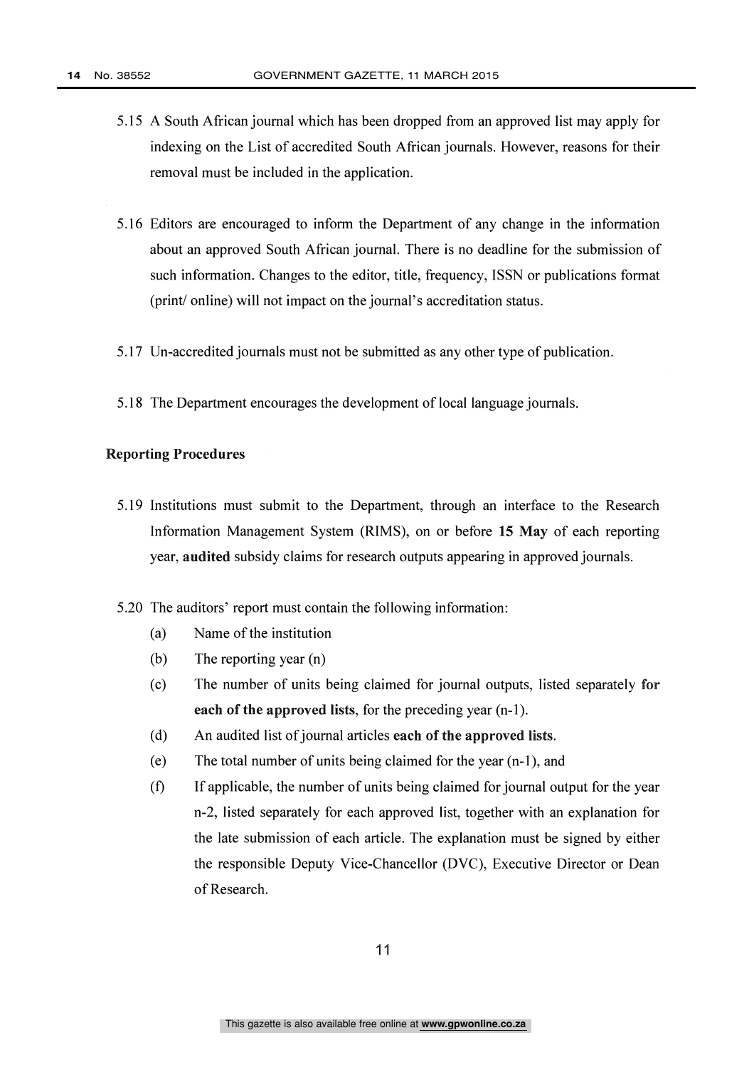5.15 A South African journal which has been dropped from an approved list may apply for indexing on the List of accredited South African journals. However, reasons for their removal must be included in the application.

5.16 Editors are encouraged to inform the Department of any change in the information about an approved South African journal. There is no deadline for the submission of such information. Changes to the editor, title, frequency, ISSN or publications format (print/ online) will not impact on the journal's accreditation status.

5.17 Un-accredited journals must not be submitted as any other type of publication.

5.18 The Department encourages the development of local language journals.

**Reporting Procedures**

5.19 Institutions must submit to the Department, through an interface to the Research Information Management System (RIMS), on or before **15 May** of each reporting year, **audited** subsidy claims for research outputs appearing in approved journals.

5.20 The auditors' report must contain the following information:

(a) Name of the institution

(b) The reporting year (n)

(c) The number of units being claimed for journal outputs, listed separately **for each of the approved lists**, for the preceding year (n-1).

(d) An audited list of journal articles **each of the approved lists**.

(e) The total number of units being claimed for the year (n-1), and

(f) If applicable, the number of units being claimed for journal output for the year n-2, listed separately for each approved list, together with an explanation for the late submission of each article. The explanation must be signed by either the responsible Deputy Vice-Chancellor (DVC), Executive Director or Dean of Research.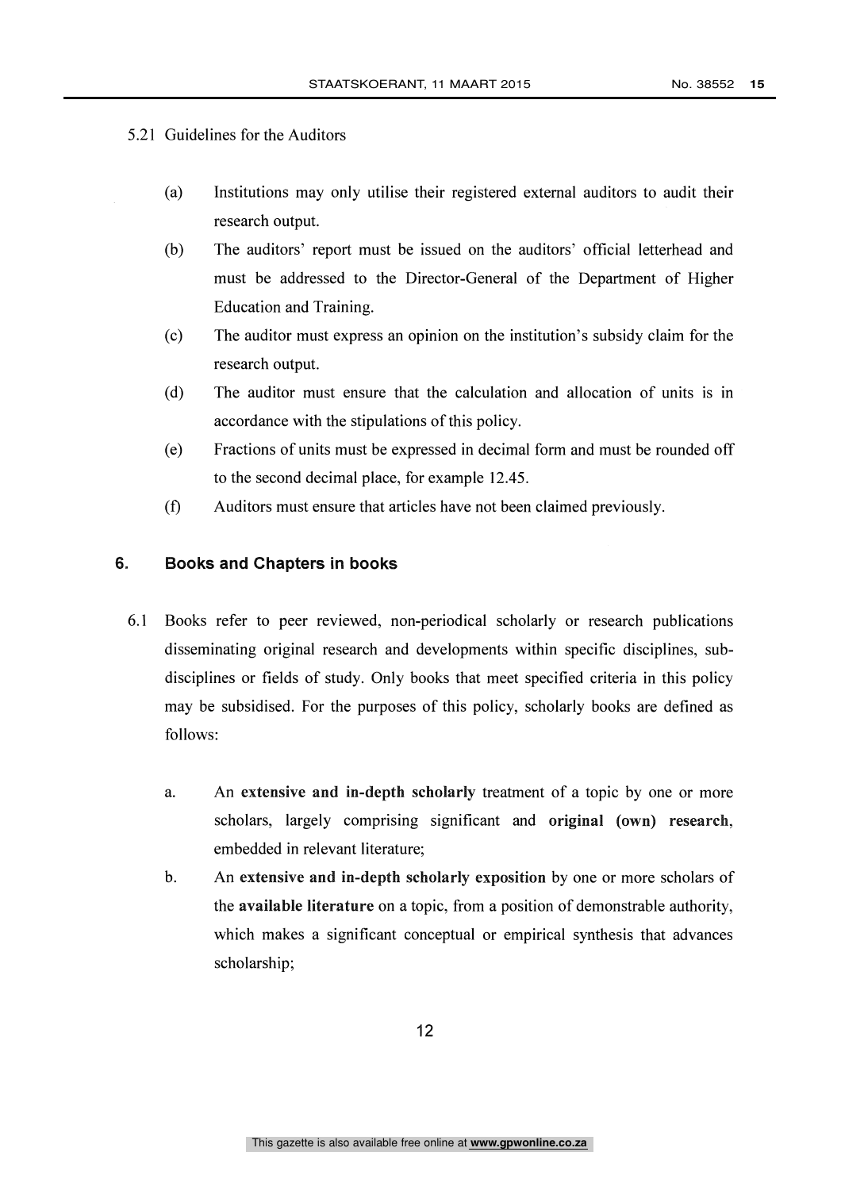5.21 Guidelines for the Auditors

(a) Institutions may only utilise their registered external auditors to audit their research output.

(b) The auditors' report must be issued on the auditors' official letterhead and must be addressed to the Director-General of the Department of Higher Education and Training.

(c) The auditor must express an opinion on the institution's subsidy claim for the research output.

(d) The auditor must ensure that the calculation and allocation of units is in accordance with the stipulations of this policy.

(e) Fractions of units must be expressed in decimal form and must be rounded off to the second decimal place, for example 12.45.

(f) Auditors must ensure that articles have not been claimed previously.

## 6. Books and Chapters in books

6.1 Books refer to peer reviewed, non-periodical scholarly or research publications disseminating original research and developments within specific disciplines, sub-disciplines or fields of study. Only books that meet specified criteria in this policy may be subsidised. For the purposes of this policy, scholarly books are defined as follows:

a. An **extensive and in-depth scholarly** treatment of a topic by one or more scholars, largely comprising significant and **original (own) research**, embedded in relevant literature;

b. An **extensive and in-depth scholarly exposition** by one or more scholars of the **available literature** on a topic, from a position of demonstrable authority, which makes a significant conceptual or empirical synthesis that advances scholarship;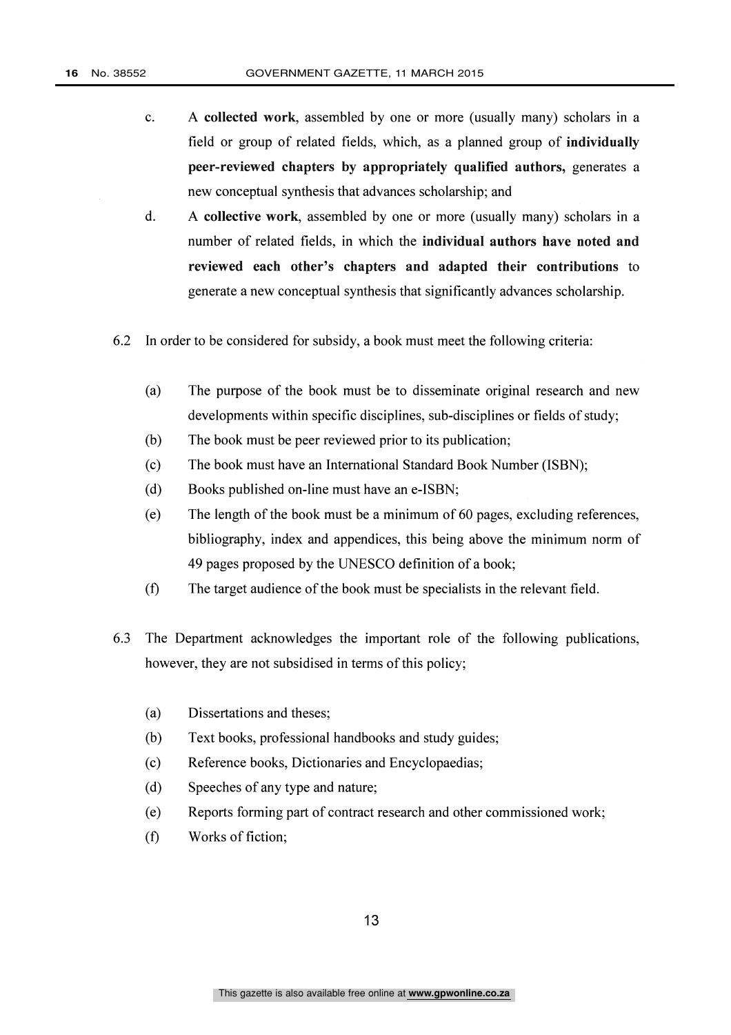c. A **collected work**, assembled by one or more (usually many) scholars in a field or group of related fields, which, as a planned group of **individually peer-reviewed chapters by appropriately qualified authors,** generates a new conceptual synthesis that advances scholarship; and

d. A **collective work**, assembled by one or more (usually many) scholars in a number of related fields, in which the **individual authors have noted and reviewed each other's chapters and adapted their contributions** to generate a new conceptual synthesis that significantly advances scholarship.

6.2 In order to be considered for subsidy, a book must meet the following criteria:

(a) The purpose of the book must be to disseminate original research and new developments within specific disciplines, sub-disciplines or fields of study;

(b) The book must be peer reviewed prior to its publication;

(c) The book must have an International Standard Book Number (ISBN);

(d) Books published on-line must have an e-ISBN;

(e) The length of the book must be a minimum of 60 pages, excluding references, bibliography, index and appendices, this being above the minimum norm of 49 pages proposed by the UNESCO definition of a book;

(f) The target audience of the book must be specialists in the relevant field.

6.3 The Department acknowledges the important role of the following publications, however, they are not subsidised in terms of this policy;

(a) Dissertations and theses;

(b) Text books, professional handbooks and study guides;

(c) Reference books, Dictionaries and Encyclopaedias;

(d) Speeches of any type and nature;

(e) Reports forming part of contract research and other commissioned work;

(f) Works of fiction;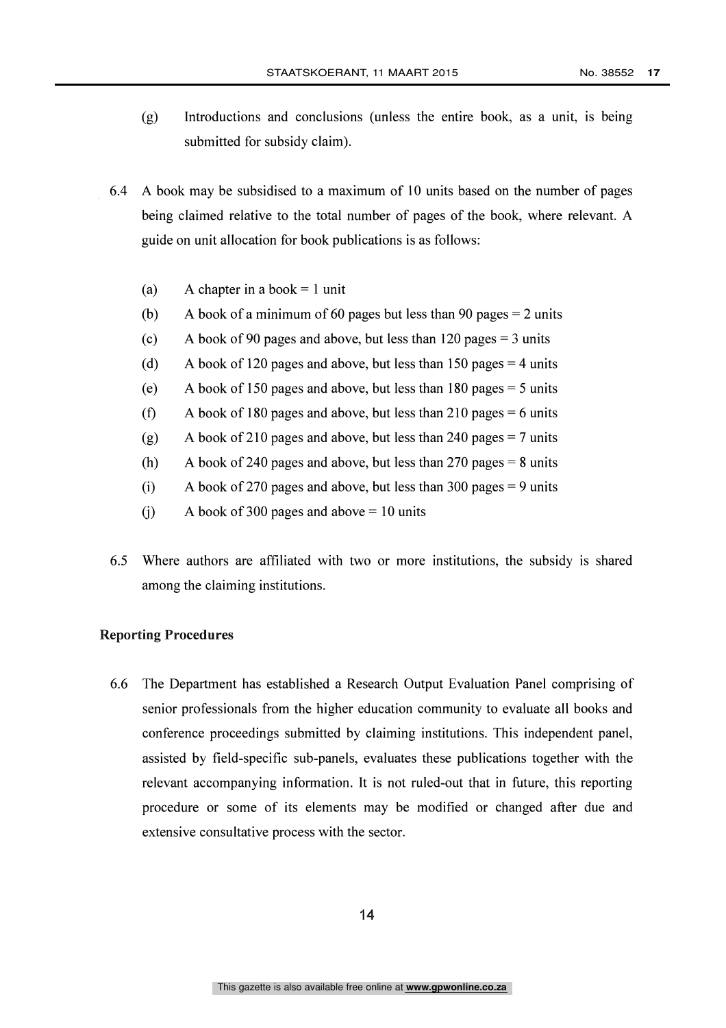(g) Introductions and conclusions (unless the entire book, as a unit, is being submitted for subsidy claim).

6.4 A book may be subsidised to a maximum of 10 units based on the number of pages being claimed relative to the total number of pages of the book, where relevant. A guide on unit allocation for book publications is as follows:

(a) A chapter in a book = 1 unit
(b) A book of a minimum of 60 pages but less than 90 pages = 2 units
(c) A book of 90 pages and above, but less than 120 pages = 3 units
(d) A book of 120 pages and above, but less than 150 pages = 4 units
(e) A book of 150 pages and above, but less than 180 pages = 5 units
(f) A book of 180 pages and above, but less than 210 pages = 6 units
(g) A book of 210 pages and above, but less than 240 pages = 7 units
(h) A book of 240 pages and above, but less than 270 pages = 8 units
(i) A book of 270 pages and above, but less than 300 pages = 9 units
(j) A book of 300 pages and above = 10 units

6.5 Where authors are affiliated with two or more institutions, the subsidy is shared among the claiming institutions.

**Reporting Procedures**

6.6 The Department has established a Research Output Evaluation Panel comprising of senior professionals from the higher education community to evaluate all books and conference proceedings submitted by claiming institutions. This independent panel, assisted by field-specific sub-panels, evaluates these publications together with the relevant accompanying information. It is not ruled-out that in future, this reporting procedure or some of its elements may be modified or changed after due and extensive consultative process with the sector.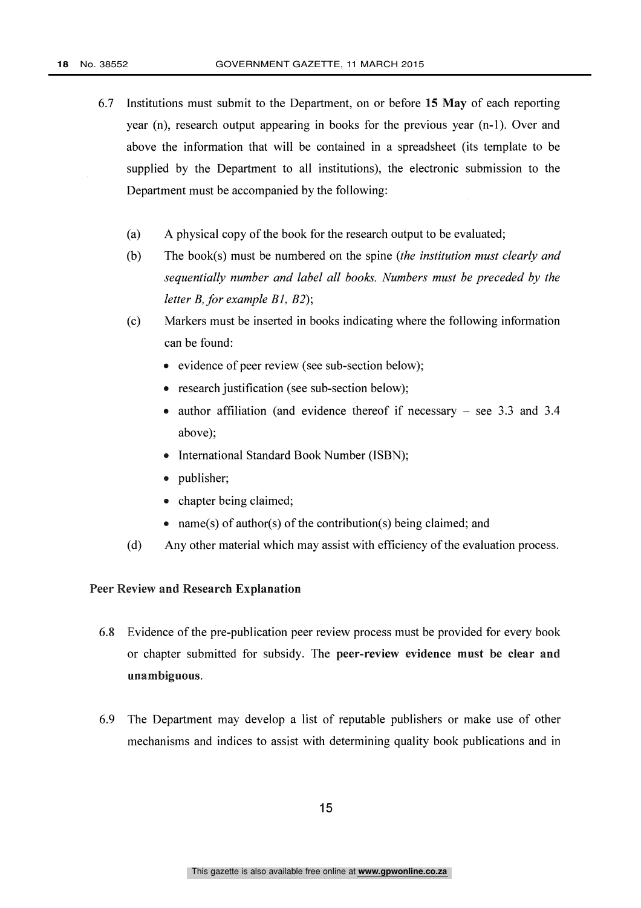6.7 Institutions must submit to the Department, on or before **15 May** of each reporting year (n), research output appearing in books for the previous year (n-1). Over and above the information that will be contained in a spreadsheet (its template to be supplied by the Department to all institutions), the electronic submission to the Department must be accompanied by the following:

(a) A physical copy of the book for the research output to be evaluated;

(b) The book(s) must be numbered on the spine (*the institution must clearly and sequentially number and label all books. Numbers must be preceded by the letter B, for example B1, B2*);

(c) Markers must be inserted in books indicating where the following information can be found:

- evidence of peer review (see sub-section below);
- research justification (see sub-section below);
- author affiliation (and evidence thereof if necessary – see 3.3 and 3.4 above);
- International Standard Book Number (ISBN);
- publisher;
- chapter being claimed;
- name(s) of author(s) of the contribution(s) being claimed; and

(d) Any other material which may assist with efficiency of the evaluation process.

**Peer Review and Research Explanation**

6.8 Evidence of the pre-publication peer review process must be provided for every book or chapter submitted for subsidy. The **peer-review evidence must be clear and unambiguous**.

6.9 The Department may develop a list of reputable publishers or make use of other mechanisms and indices to assist with determining quality book publications and in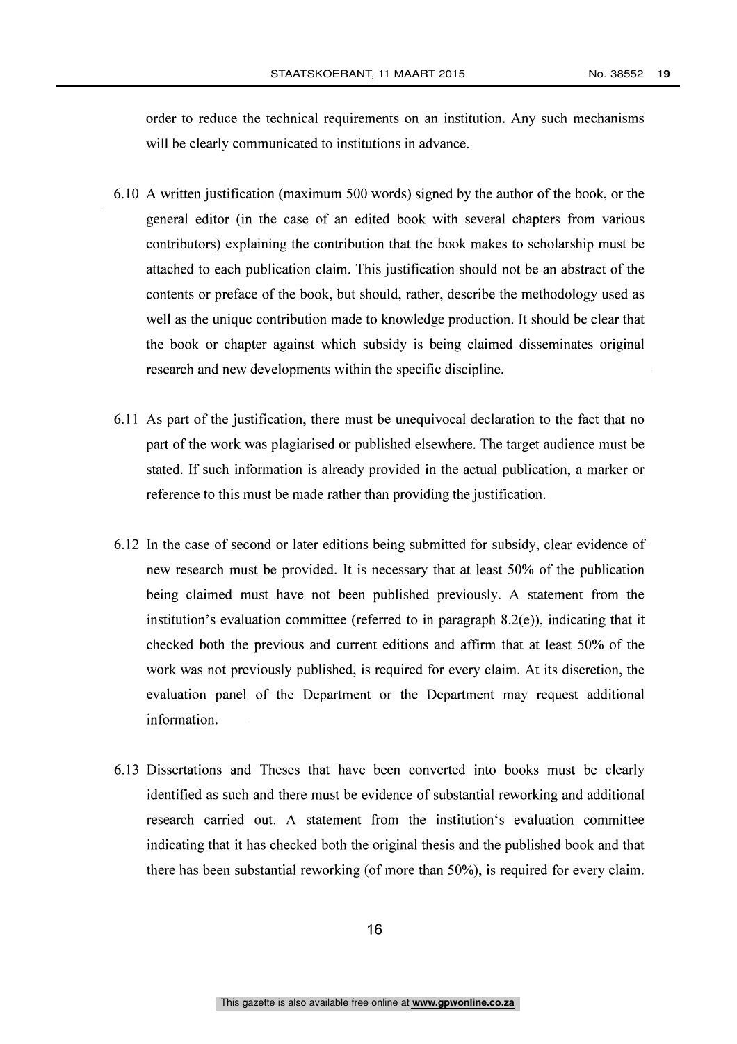order to reduce the technical requirements on an institution. Any such mechanisms will be clearly communicated to institutions in advance.

6.10 A written justification (maximum 500 words) signed by the author of the book, or the general editor (in the case of an edited book with several chapters from various contributors) explaining the contribution that the book makes to scholarship must be attached to each publication claim. This justification should not be an abstract of the contents or preface of the book, but should, rather, describe the methodology used as well as the unique contribution made to knowledge production. It should be clear that the book or chapter against which subsidy is being claimed disseminates original research and new developments within the specific discipline.

6.11 As part of the justification, there must be unequivocal declaration to the fact that no part of the work was plagiarised or published elsewhere. The target audience must be stated. If such information is already provided in the actual publication, a marker or reference to this must be made rather than providing the justification.

6.12 In the case of second or later editions being submitted for subsidy, clear evidence of new research must be provided. It is necessary that at least 50% of the publication being claimed must have not been published previously. A statement from the institution's evaluation committee (referred to in paragraph 8.2(e)), indicating that it checked both the previous and current editions and affirm that at least 50% of the work was not previously published, is required for every claim. At its discretion, the evaluation panel of the Department or the Department may request additional information.

6.13 Dissertations and Theses that have been converted into books must be clearly identified as such and there must be evidence of substantial reworking and additional research carried out. A statement from the institution's evaluation committee indicating that it has checked both the original thesis and the published book and that there has been substantial reworking (of more than 50%), is required for every claim.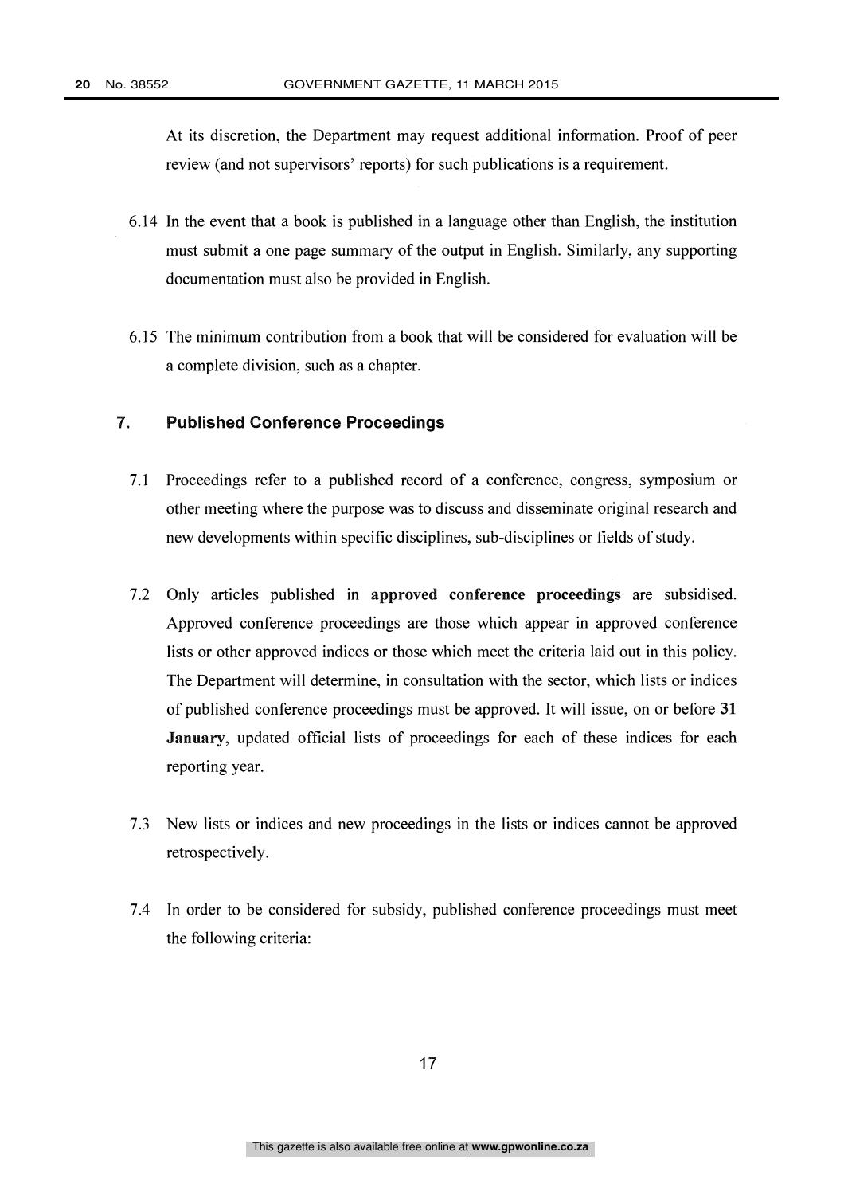At its discretion, the Department may request additional information. Proof of peer review (and not supervisors' reports) for such publications is a requirement.

6.14 In the event that a book is published in a language other than English, the institution must submit a one page summary of the output in English. Similarly, any supporting documentation must also be provided in English.

6.15 The minimum contribution from a book that will be considered for evaluation will be a complete division, such as a chapter.

## 7. Published Conference Proceedings

7.1 Proceedings refer to a published record of a conference, congress, symposium or other meeting where the purpose was to discuss and disseminate original research and new developments within specific disciplines, sub-disciplines or fields of study.

7.2 Only articles published in **approved conference proceedings** are subsidised. Approved conference proceedings are those which appear in approved conference lists or other approved indices or those which meet the criteria laid out in this policy. The Department will determine, in consultation with the sector, which lists or indices of published conference proceedings must be approved. It will issue, on or before **31 January**, updated official lists of proceedings for each of these indices for each reporting year.

7.3 New lists or indices and new proceedings in the lists or indices cannot be approved retrospectively.

7.4 In order to be considered for subsidy, published conference proceedings must meet the following criteria: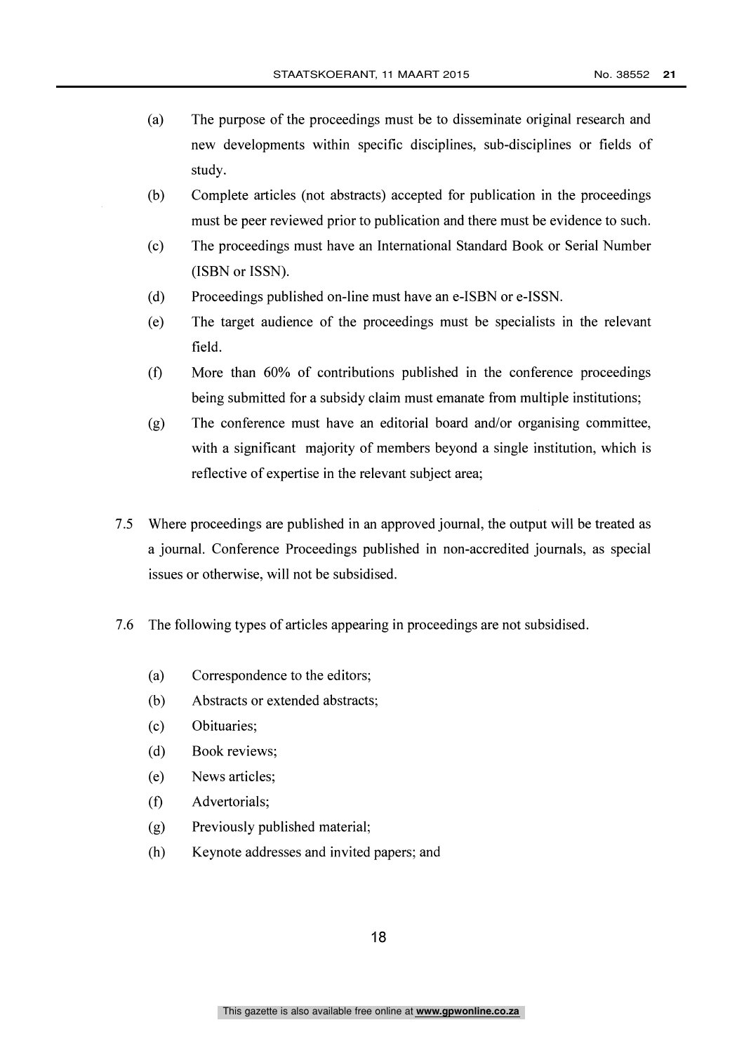(a) The purpose of the proceedings must be to disseminate original research and new developments within specific disciplines, sub-disciplines or fields of study.

(b) Complete articles (not abstracts) accepted for publication in the proceedings must be peer reviewed prior to publication and there must be evidence to such.

(c) The proceedings must have an International Standard Book or Serial Number (ISBN or ISSN).

(d) Proceedings published on-line must have an e-ISBN or e-ISSN.

(e) The target audience of the proceedings must be specialists in the relevant field.

(f) More than 60% of contributions published in the conference proceedings being submitted for a subsidy claim must emanate from multiple institutions;

(g) The conference must have an editorial board and/or organising committee, with a significant majority of members beyond a single institution, which is reflective of expertise in the relevant subject area;

7.5 Where proceedings are published in an approved journal, the output will be treated as a journal. Conference Proceedings published in non-accredited journals, as special issues or otherwise, will not be subsidised.

7.6 The following types of articles appearing in proceedings are not subsidised.

(a) Correspondence to the editors;

(b) Abstracts or extended abstracts;

(c) Obituaries;

(d) Book reviews;

(e) News articles;

(f) Advertorials;

(g) Previously published material;

(h) Keynote addresses and invited papers; and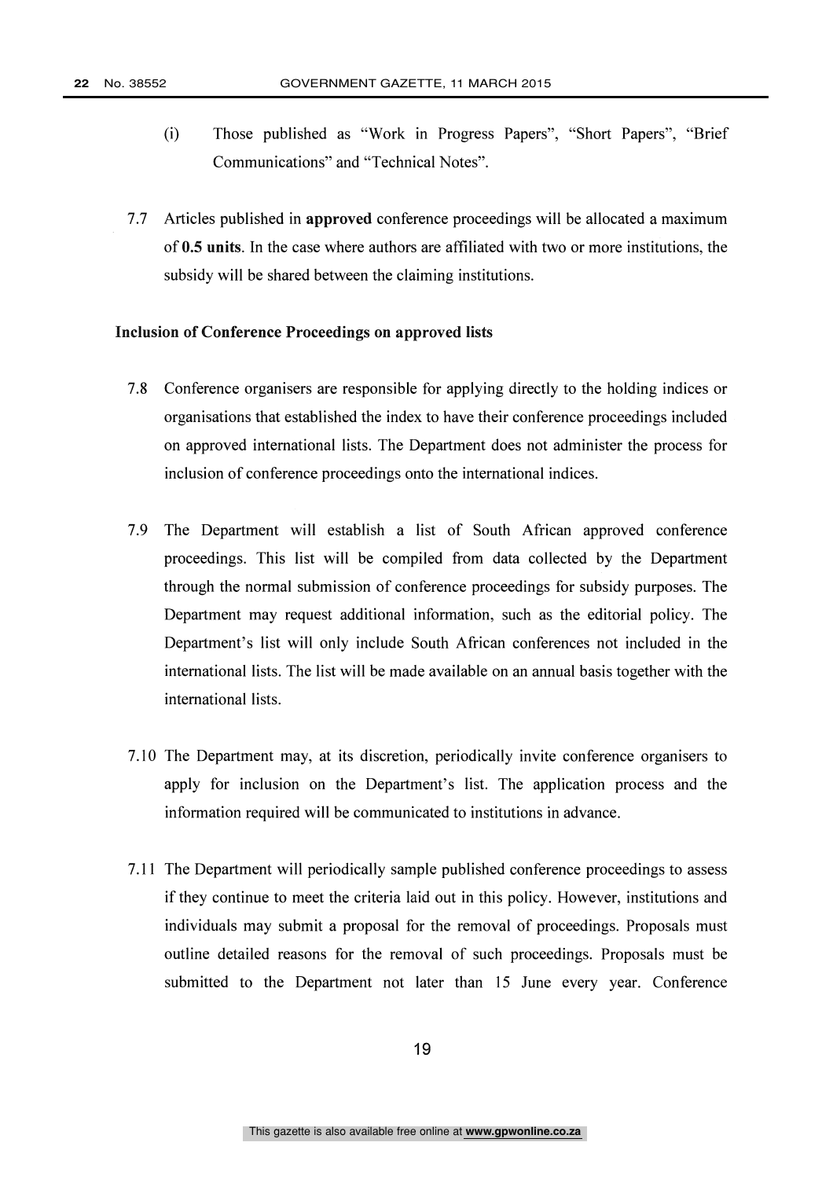(i) Those published as "Work in Progress Papers", "Short Papers", "Brief Communications" and "Technical Notes".

7.7 Articles published in **approved** conference proceedings will be allocated a maximum of **0.5 units**. In the case where authors are affiliated with two or more institutions, the subsidy will be shared between the claiming institutions.

**Inclusion of Conference Proceedings on approved lists**

7.8 Conference organisers are responsible for applying directly to the holding indices or organisations that established the index to have their conference proceedings included on approved international lists. The Department does not administer the process for inclusion of conference proceedings onto the international indices.

7.9 The Department will establish a list of South African approved conference proceedings. This list will be compiled from data collected by the Department through the normal submission of conference proceedings for subsidy purposes. The Department may request additional information, such as the editorial policy. The Department's list will only include South African conferences not included in the international lists. The list will be made available on an annual basis together with the international lists.

7.10 The Department may, at its discretion, periodically invite conference organisers to apply for inclusion on the Department's list. The application process and the information required will be communicated to institutions in advance.

7.11 The Department will periodically sample published conference proceedings to assess if they continue to meet the criteria laid out in this policy. However, institutions and individuals may submit a proposal for the removal of proceedings. Proposals must outline detailed reasons for the removal of such proceedings. Proposals must be submitted to the Department not later than 15 June every year. Conference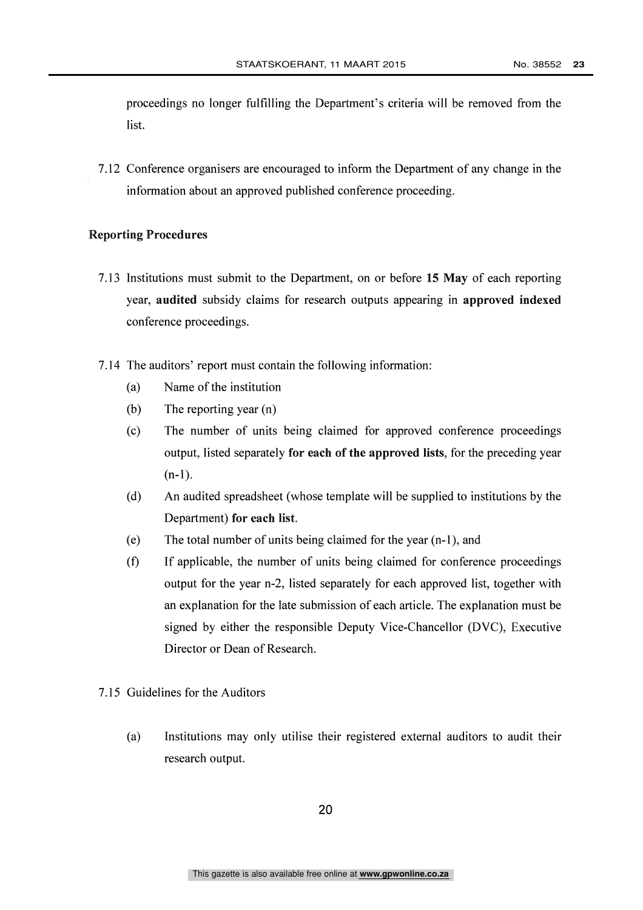proceedings no longer fulfilling the Department's criteria will be removed from the list.

7.12 Conference organisers are encouraged to inform the Department of any change in the information about an approved published conference proceeding.

### Reporting Procedures

7.13 Institutions must submit to the Department, on or before **15 May** of each reporting year, **audited** subsidy claims for research outputs appearing in **approved indexed** conference proceedings.

7.14 The auditors' report must contain the following information:

- (a) Name of the institution
- (b) The reporting year (n)
- (c) The number of units being claimed for approved conference proceedings output, listed separately **for each of the approved lists**, for the preceding year (n-1).
- (d) An audited spreadsheet (whose template will be supplied to institutions by the Department) **for each list**.
- (e) The total number of units being claimed for the year (n-1), and
- (f) If applicable, the number of units being claimed for conference proceedings output for the year n-2, listed separately for each approved list, together with an explanation for the late submission of each article. The explanation must be signed by either the responsible Deputy Vice-Chancellor (DVC), Executive Director or Dean of Research.

7.15 Guidelines for the Auditors

- (a) Institutions may only utilise their registered external auditors to audit their research output.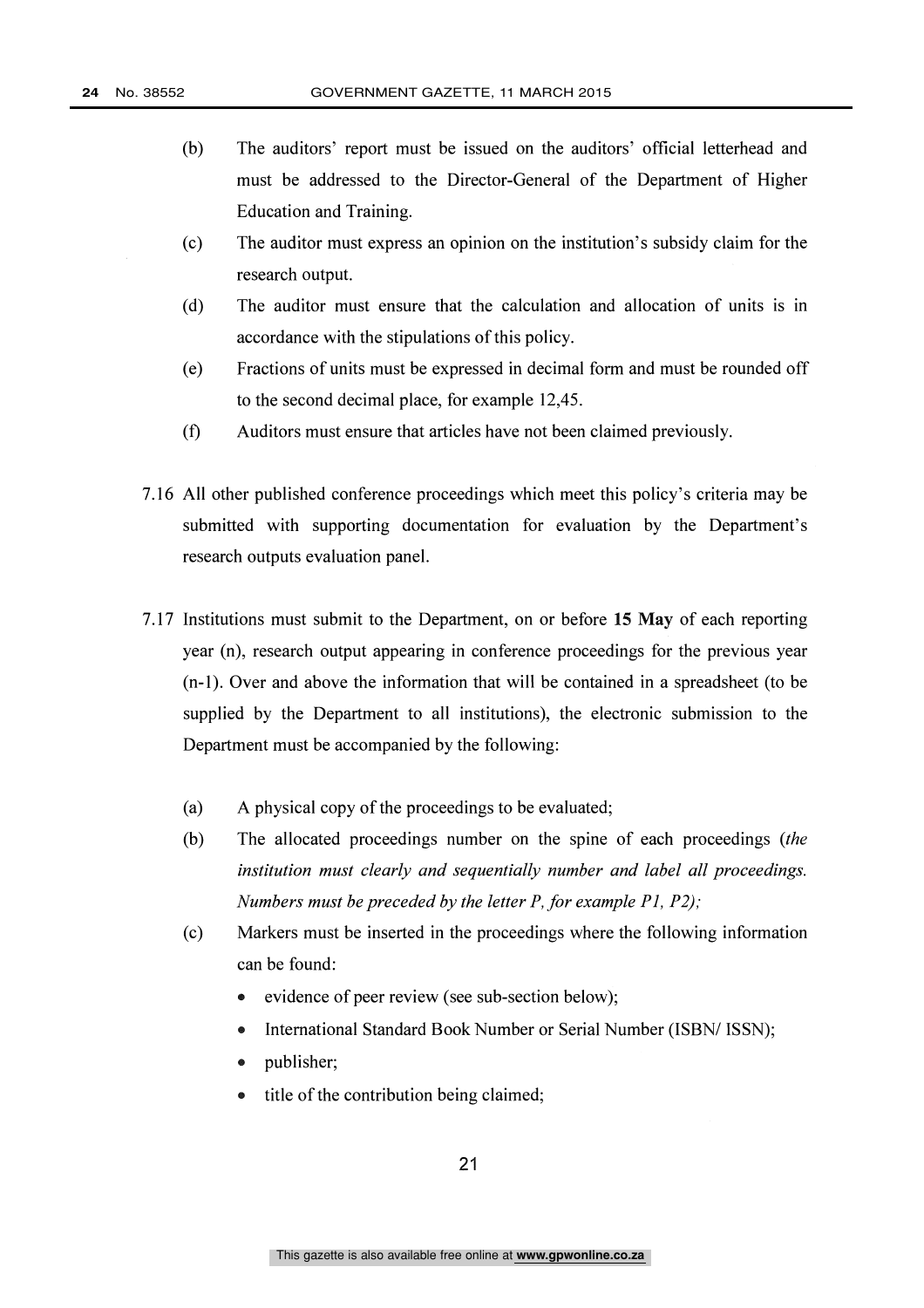(b) The auditors' report must be issued on the auditors' official letterhead and must be addressed to the Director-General of the Department of Higher Education and Training.

(c) The auditor must express an opinion on the institution's subsidy claim for the research output.

(d) The auditor must ensure that the calculation and allocation of units is in accordance with the stipulations of this policy.

(e) Fractions of units must be expressed in decimal form and must be rounded off to the second decimal place, for example 12,45.

(f) Auditors must ensure that articles have not been claimed previously.

7.16 All other published conference proceedings which meet this policy's criteria may be submitted with supporting documentation for evaluation by the Department's research outputs evaluation panel.

7.17 Institutions must submit to the Department, on or before **15 May** of each reporting year (n), research output appearing in conference proceedings for the previous year (n-1). Over and above the information that will be contained in a spreadsheet (to be supplied by the Department to all institutions), the electronic submission to the Department must be accompanied by the following:

(a) A physical copy of the proceedings to be evaluated;

(b) The allocated proceedings number on the spine of each proceedings (*the institution must clearly and sequentially number and label all proceedings. Numbers must be preceded by the letter P, for example P1, P2);*

(c) Markers must be inserted in the proceedings where the following information can be found:

- evidence of peer review (see sub-section below);
- International Standard Book Number or Serial Number (ISBN/ ISSN);
- publisher;
- title of the contribution being claimed;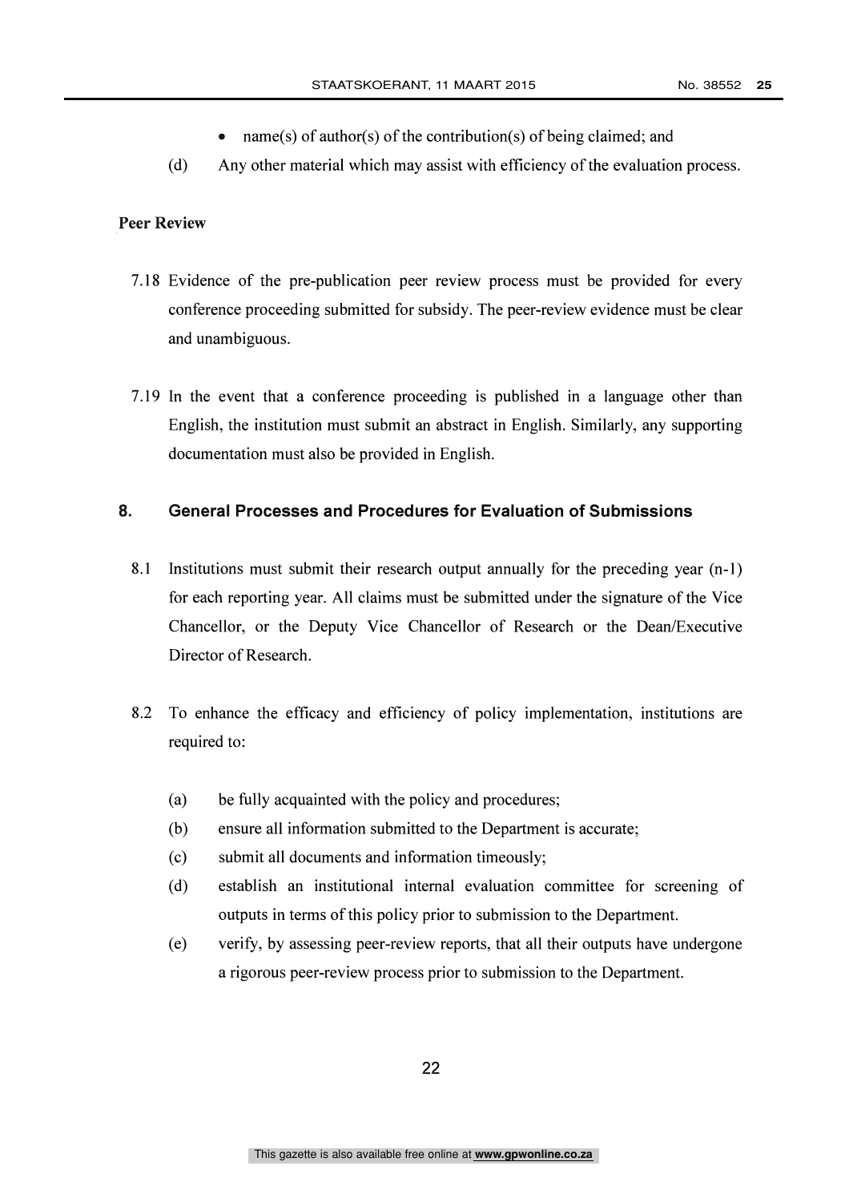- name(s) of author(s) of the contribution(s) of being claimed; and

(d) Any other material which may assist with efficiency of the evaluation process.

**Peer Review**

7.18 Evidence of the pre-publication peer review process must be provided for every conference proceeding submitted for subsidy. The peer-review evidence must be clear and unambiguous.

7.19 In the event that a conference proceeding is published in a language other than English, the institution must submit an abstract in English. Similarly, any supporting documentation must also be provided in English.

## 8. General Processes and Procedures for Evaluation of Submissions

8.1 Institutions must submit their research output annually for the preceding year (n-1) for each reporting year. All claims must be submitted under the signature of the Vice Chancellor, or the Deputy Vice Chancellor of Research or the Dean/Executive Director of Research.

8.2 To enhance the efficacy and efficiency of policy implementation, institutions are required to:

(a) be fully acquainted with the policy and procedures;

(b) ensure all information submitted to the Department is accurate;

(c) submit all documents and information timeously;

(d) establish an institutional internal evaluation committee for screening of outputs in terms of this policy prior to submission to the Department.

(e) verify, by assessing peer-review reports, that all their outputs have undergone a rigorous peer-review process prior to submission to the Department.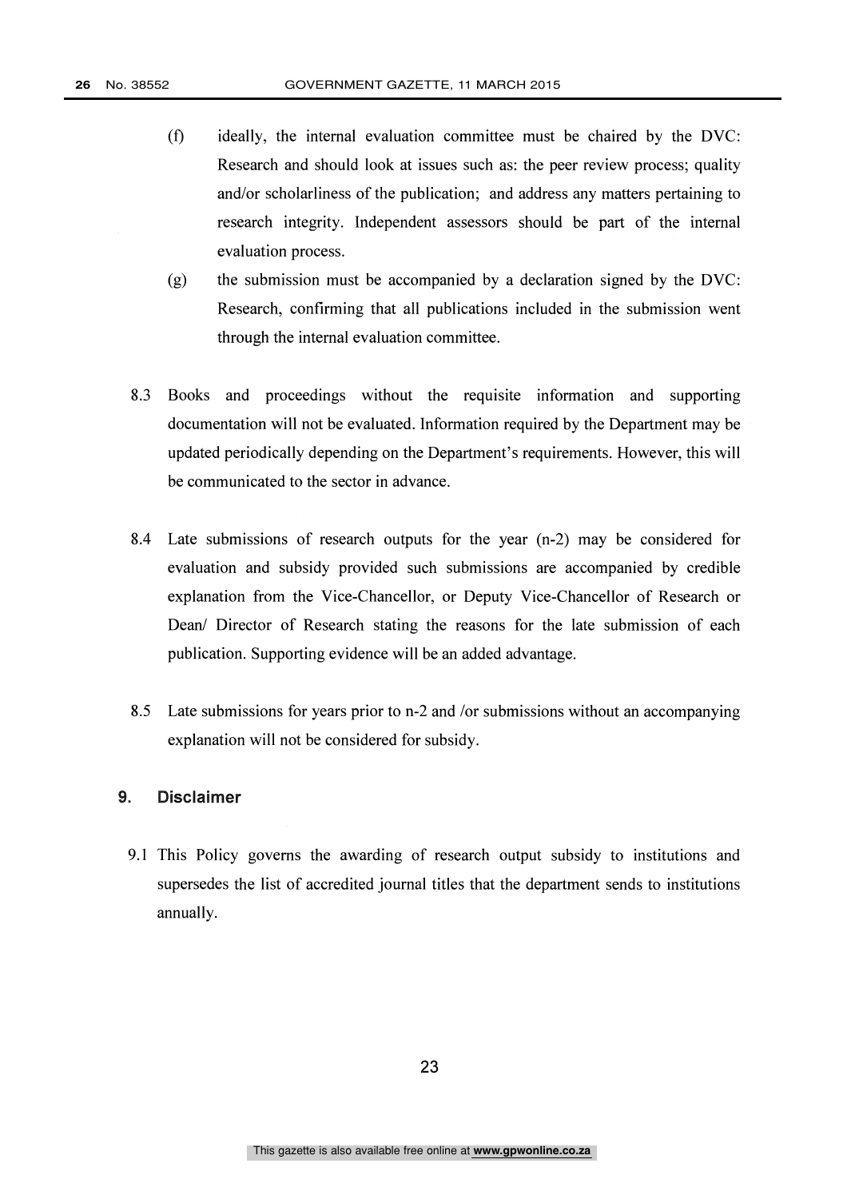(f) ideally, the internal evaluation committee must be chaired by the DVC: Research and should look at issues such as: the peer review process; quality and/or scholarliness of the publication; and address any matters pertaining to research integrity. Independent assessors should be part of the internal evaluation process.

(g) the submission must be accompanied by a declaration signed by the DVC: Research, confirming that all publications included in the submission went through the internal evaluation committee.

8.3 Books and proceedings without the requisite information and supporting documentation will not be evaluated. Information required by the Department may be updated periodically depending on the Department's requirements. However, this will be communicated to the sector in advance.

8.4 Late submissions of research outputs for the year (n-2) may be considered for evaluation and subsidy provided such submissions are accompanied by credible explanation from the Vice-Chancellor, or Deputy Vice-Chancellor of Research or Dean/ Director of Research stating the reasons for the late submission of each publication. Supporting evidence will be an added advantage.

8.5 Late submissions for years prior to n-2 and /or submissions without an accompanying explanation will not be considered for subsidy.

## 9. Disclaimer

9.1 This Policy governs the awarding of research output subsidy to institutions and supersedes the list of accredited journal titles that the department sends to institutions annually.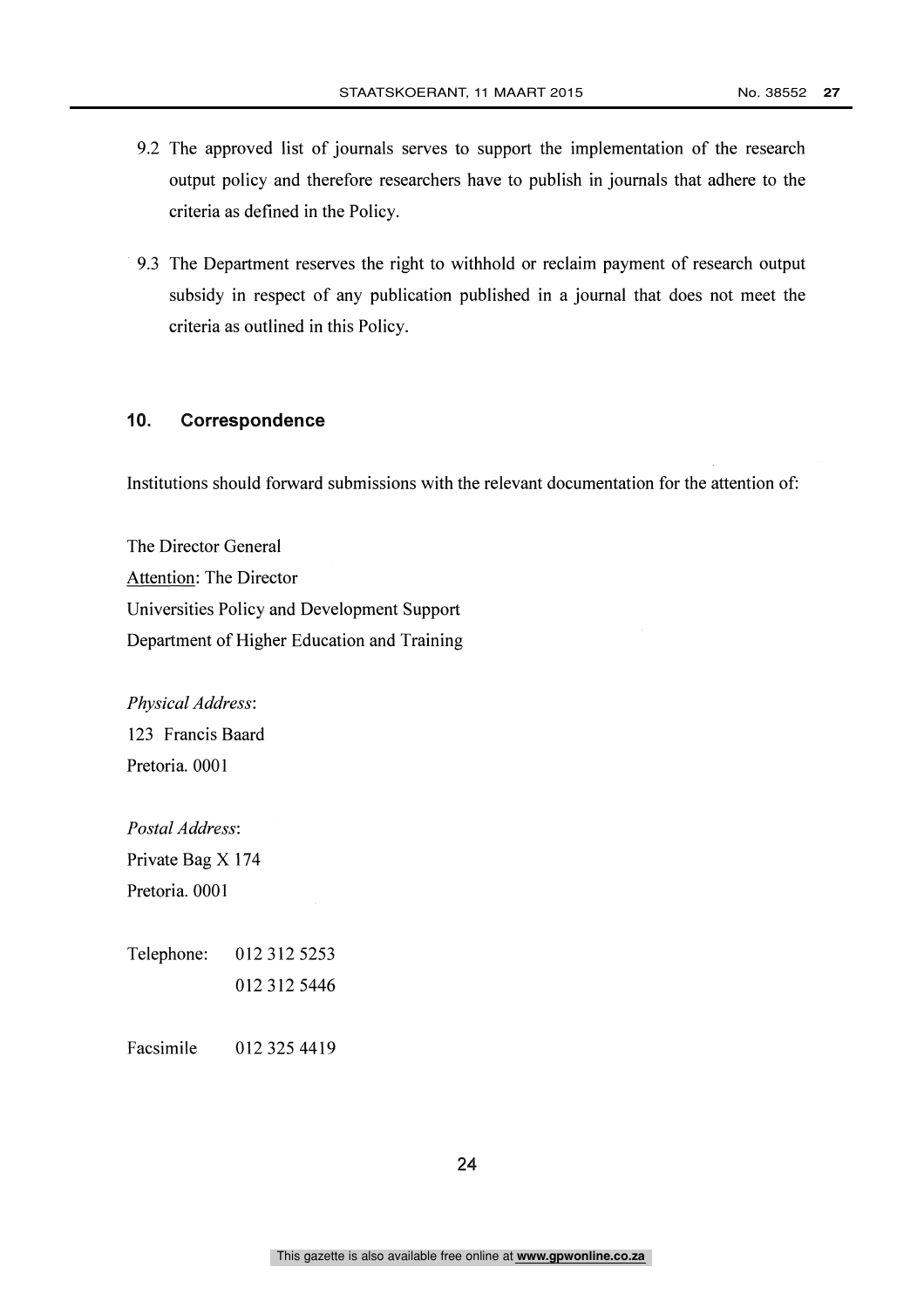9.2 The approved list of journals serves to support the implementation of the research output policy and therefore researchers have to publish in journals that adhere to the criteria as defined in the Policy.

9.3 The Department reserves the right to withhold or reclaim payment of research output subsidy in respect of any publication published in a journal that does not meet the criteria as outlined in this Policy.

## 10. Correspondence

Institutions should forward submissions with the relevant documentation for the attention of:

The Director General
Attention: The Director
Universities Policy and Development Support
Department of Higher Education and Training

*Physical Address*:
123 Francis Baard
Pretoria. 0001

*Postal Address*:
Private Bag X 174
Pretoria. 0001

Telephone: 012 312 5253
012 312 5446

Facsimile 012 325 4419